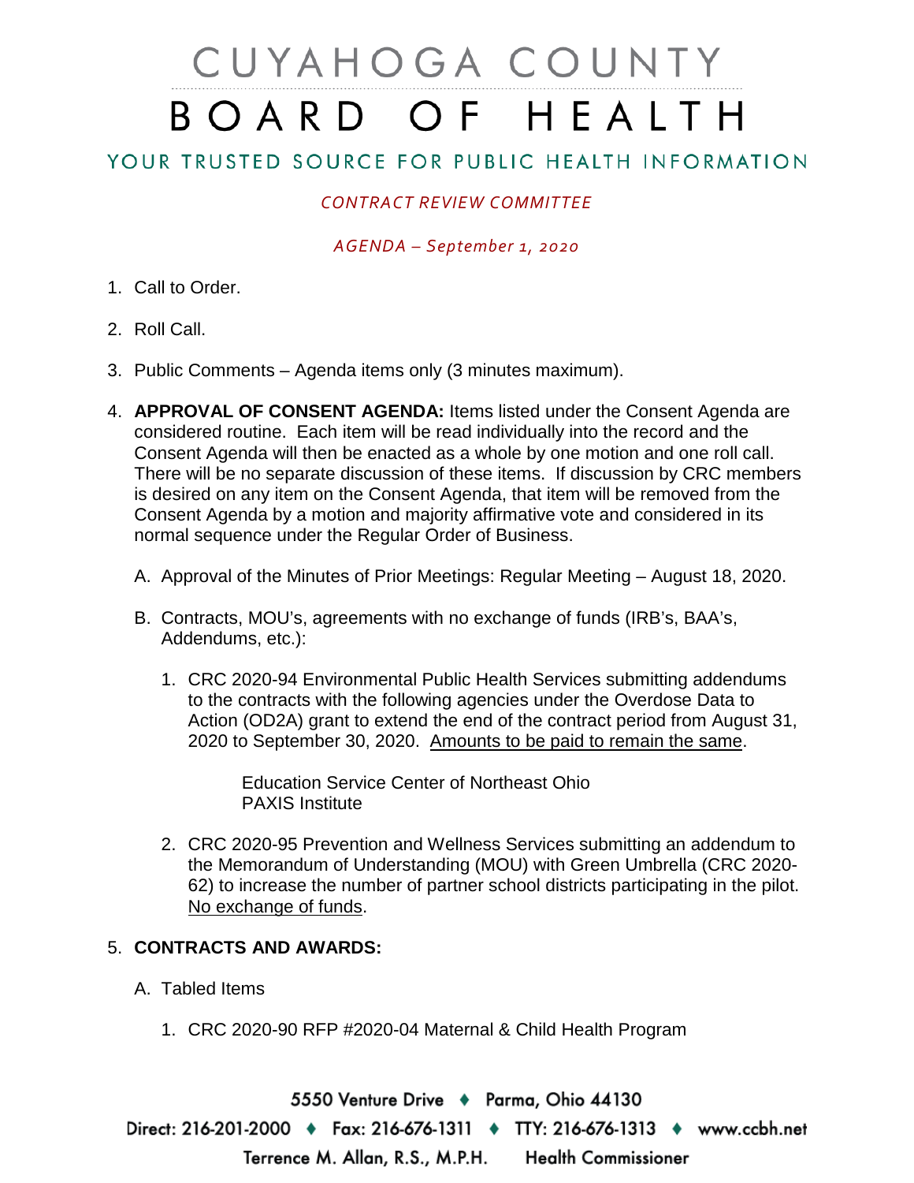# CUYAHOGA COUNTY BOARD OF HEALTH

## YOUR TRUSTED SOURCE FOR PUBLIC HEALTH INFORMATION

*CONTRACT REVIEW COMMITTEE*

*AGENDA – September 1, 2020*

1. Call to Order.

2. Roll Call.

3. Public Comments – Agenda items only (3 minutes maximum).

4. **APPROVAL OF CONSENT AGENDA:** Items listed under the Consent Agenda are considered routine. Each item will be read individually into the record and the Consent Agenda will then be enacted as a whole by one motion and one roll call. There will be no separate discussion of these items. If discussion by CRC members is desired on any item on the Consent Agenda, that item will be removed from the Consent Agenda by a motion and majority affirmative vote and considered in its normal sequence under the Regular Order of Business.

   A. Approval of the Minutes of Prior Meetings: Regular Meeting – August 18, 2020.

   B. Contracts, MOU's, agreements with no exchange of funds (IRB's, BAA's, Addendums, etc.):

      1. CRC 2020-94 Environmental Public Health Services submitting addendums to the contracts with the following agencies under the Overdose Data to Action (OD2A) grant to extend the end of the contract period from August 31, 2020 to September 30, 2020. Amounts to be paid to remain the same.

         Education Service Center of Northeast Ohio
         PAXIS Institute

      2. CRC 2020-95 Prevention and Wellness Services submitting an addendum to the Memorandum of Understanding (MOU) with Green Umbrella (CRC 2020-62) to increase the number of partner school districts participating in the pilot. No exchange of funds.

5. **CONTRACTS AND AWARDS:**

   A. Tabled Items

      1. CRC 2020-90 RFP #2020-04 Maternal & Child Health Program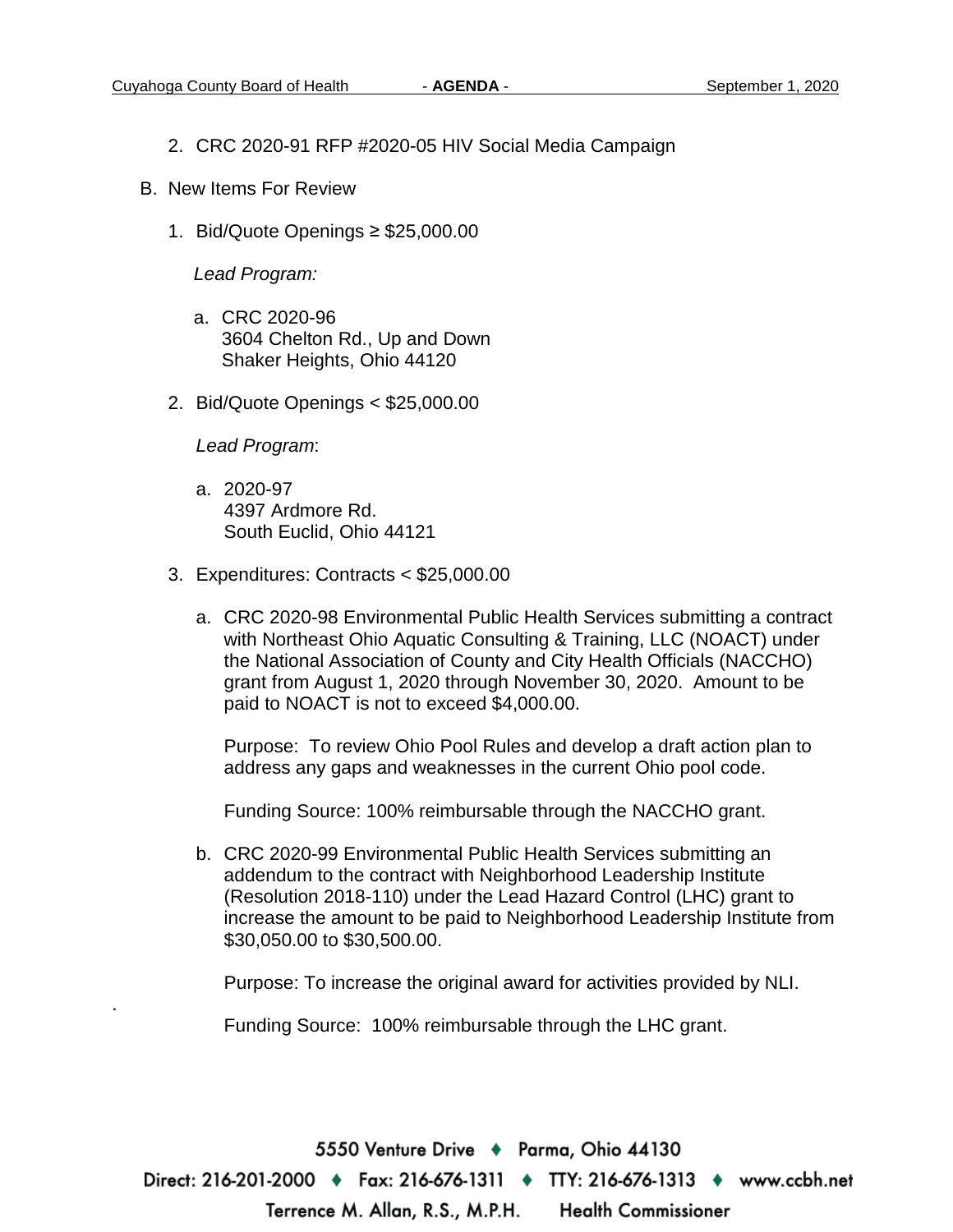2. CRC 2020-91 RFP #2020-05 HIV Social Media Campaign

B. New Items For Review

1. Bid/Quote Openings ≥ $25,000.00

   *Lead Program:*

   a. CRC 2020-96
      3604 Chelton Rd., Up and Down
      Shaker Heights, Ohio 44120

2. Bid/Quote Openings < $25,000.00

   *Lead Program*:

   a. 2020-97
      4397 Ardmore Rd.
      South Euclid, Ohio 44121

3. Expenditures: Contracts < $25,000.00

   a. CRC 2020-98 Environmental Public Health Services submitting a contract with Northeast Ohio Aquatic Consulting & Training, LLC (NOACT) under the National Association of County and City Health Officials (NACCHO) grant from August 1, 2020 through November 30, 2020. Amount to be paid to NOACT is not to exceed $4,000.00.

      Purpose: To review Ohio Pool Rules and develop a draft action plan to address any gaps and weaknesses in the current Ohio pool code.

      Funding Source: 100% reimbursable through the NACCHO grant.

   b. CRC 2020-99 Environmental Public Health Services submitting an addendum to the contract with Neighborhood Leadership Institute (Resolution 2018-110) under the Lead Hazard Control (LHC) grant to increase the amount to be paid to Neighborhood Leadership Institute from $30,050.00 to $30,500.00.

      Purpose: To increase the original award for activities provided by NLI.

      Funding Source: 100% reimbursable through the LHC grant.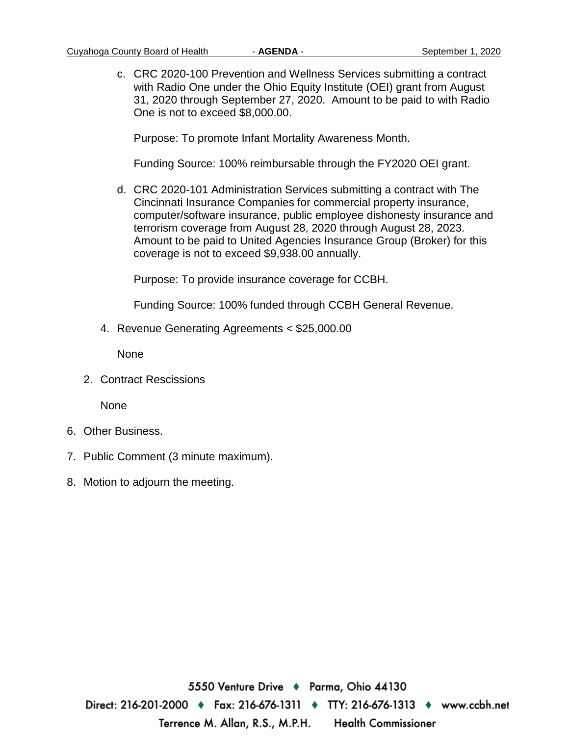c. CRC 2020-100 Prevention and Wellness Services submitting a contract with Radio One under the Ohio Equity Institute (OEI) grant from August 31, 2020 through September 27, 2020. Amount to be paid to with Radio One is not to exceed $8,000.00.

   Purpose: To promote Infant Mortality Awareness Month.

   Funding Source: 100% reimbursable through the FY2020 OEI grant.

d. CRC 2020-101 Administration Services submitting a contract with The Cincinnati Insurance Companies for commercial property insurance, computer/software insurance, public employee dishonesty insurance and terrorism coverage from August 28, 2020 through August 28, 2023. Amount to be paid to United Agencies Insurance Group (Broker) for this coverage is not to exceed $9,938.00 annually.

   Purpose: To provide insurance coverage for CCBH.

   Funding Source: 100% funded through CCBH General Revenue.

4. Revenue Generating Agreements < $25,000.00

   None

2. Contract Rescissions

   None

6. Other Business.

7. Public Comment (3 minute maximum).

8. Motion to adjourn the meeting.

5550 Venture Drive ♦ Parma, Ohio 44130

Direct: 216-201-2000 ♦ Fax: 216-676-1311 ♦ TTY: 216-676-1313 ♦ www.ccbh.net

Terrence M. Allan, R.S., M.P.H. Health Commissioner